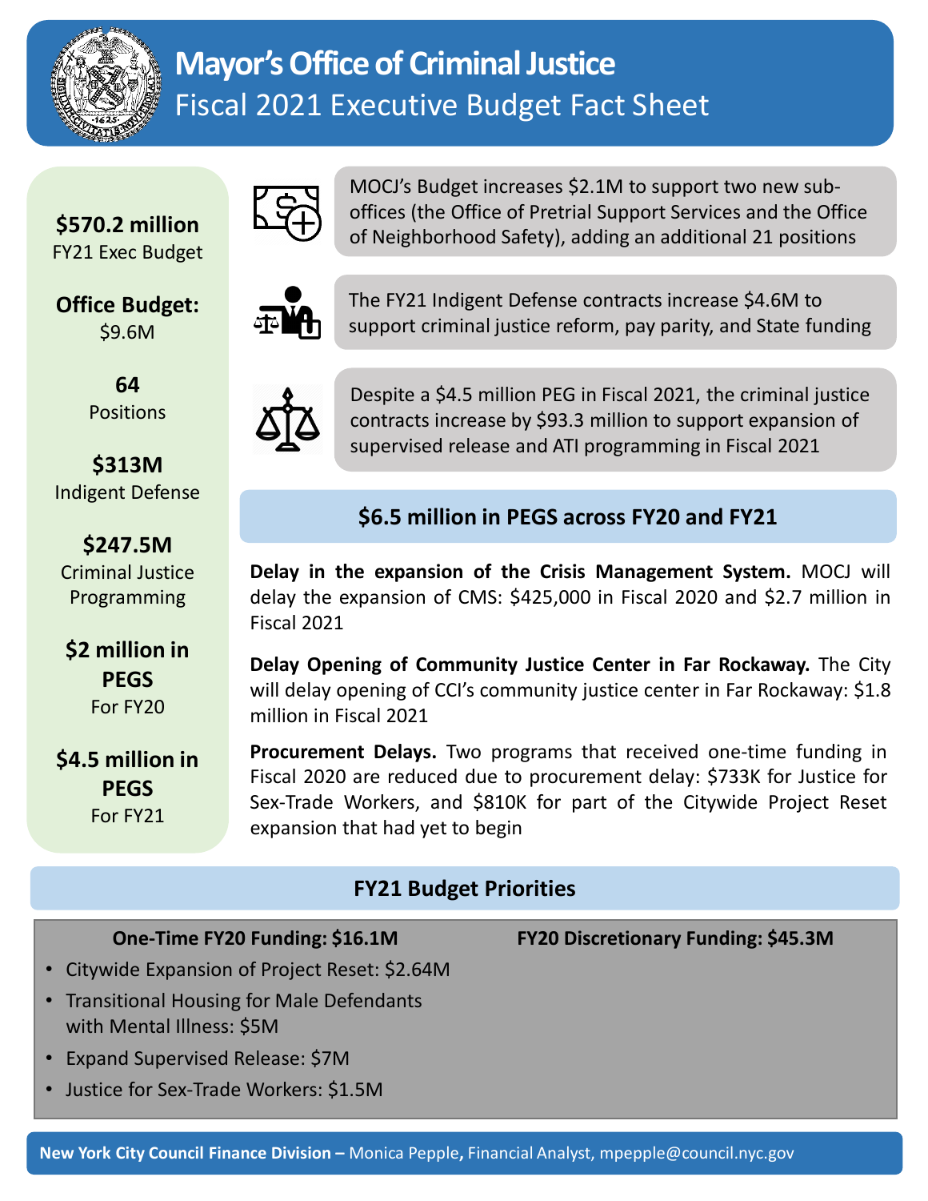# Mayor's Office of Criminal Justice

## Fiscal 2021 Executive Budget Fact Sheet

**$570.2 million**
FY21 Exec Budget

**Office Budget:**
$9.6M

**64**
Positions

**$313M**
Indigent Defense

**$247.5M**
Criminal Justice Programming

**$2 million in PEGS**
For FY20

**$4.5 million in PEGS**
For FY21

MOCJ's Budget increases $2.1M to support two new sub-offices (the Office of Pretrial Support Services and the Office of Neighborhood Safety), adding an additional 21 positions

The FY21 Indigent Defense contracts increase $4.6M to support criminal justice reform, pay parity, and State funding

Despite a $4.5 million PEG in Fiscal 2021, the criminal justice contracts increase by $93.3 million to support expansion of supervised release and ATI programming in Fiscal 2021

### $6.5 million in PEGS across FY20 and FY21

**Delay in the expansion of the Crisis Management System.** MOCJ will delay the expansion of CMS: $425,000 in Fiscal 2020 and $2.7 million in Fiscal 2021

**Delay Opening of Community Justice Center in Far Rockaway.** The City will delay opening of CCI's community justice center in Far Rockaway: $1.8 million in Fiscal 2021

**Procurement Delays.** Two programs that received one-time funding in Fiscal 2020 are reduced due to procurement delay: $733K for Justice for Sex-Trade Workers, and $810K for part of the Citywide Project Reset expansion that had yet to begin

### FY21 Budget Priorities

**One-Time FY20 Funding: $16.1M**

- Citywide Expansion of Project Reset: $2.64M
- Transitional Housing for Male Defendants with Mental Illness: $5M
- Expand Supervised Release: $7M
- Justice for Sex-Trade Workers: $1.5M

**FY20 Discretionary Funding: $45.3M**

**New York City Council Finance Division –** Monica Pepple, Financial Analyst, mpepple@council.nyc.gov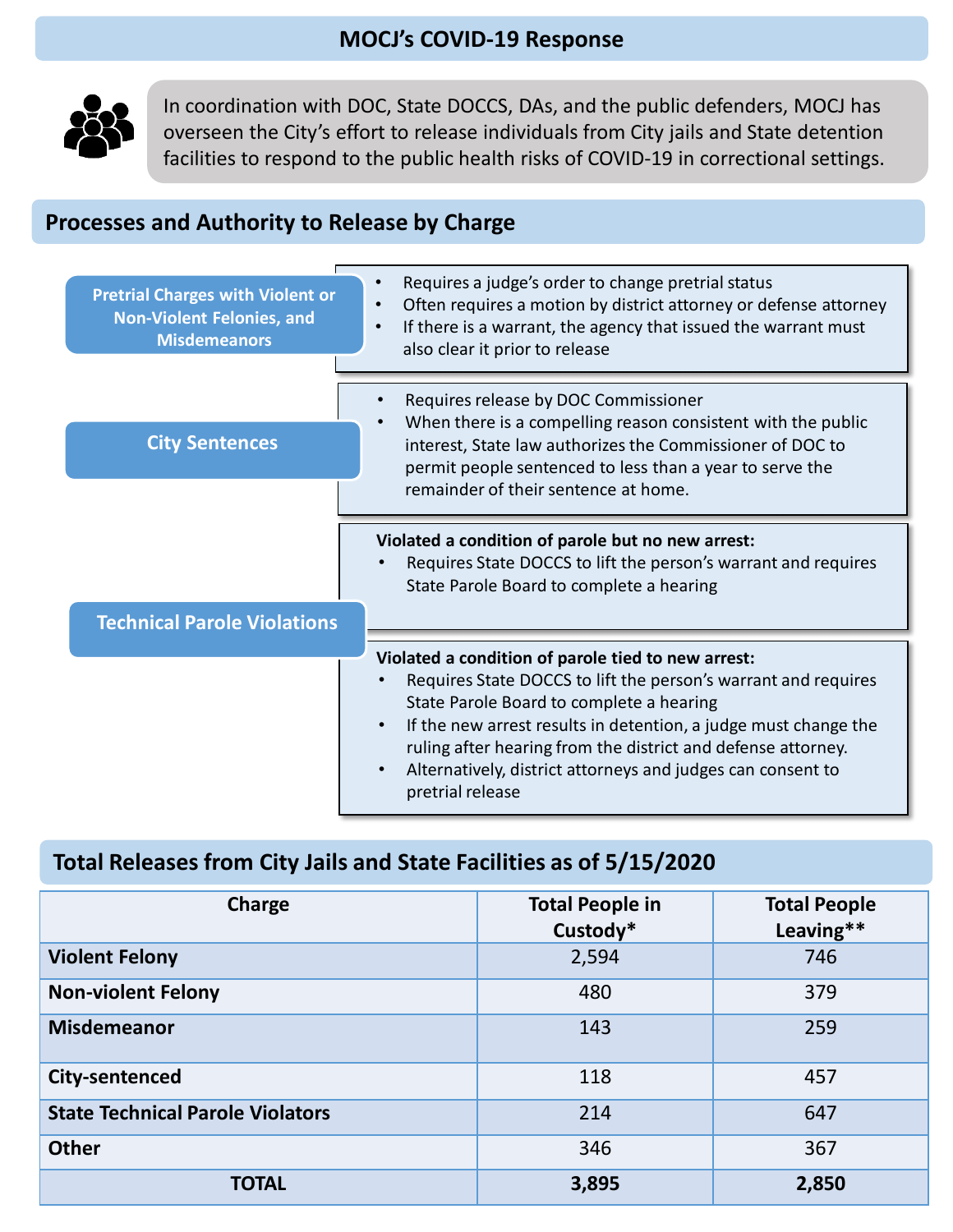# MOCJ's COVID-19 Response

In coordination with DOC, State DOCCS, DAs, and the public defenders, MOCJ has overseen the City's effort to release individuals from City jails and State detention facilities to respond to the public health risks of COVID-19 in correctional settings.

## Processes and Authority to Release by Charge

### Pretrial Charges with Violent or Non-Violent Felonies, and Misdemeanors

- Requires a judge's order to change pretrial status
- Often requires a motion by district attorney or defense attorney
- If there is a warrant, the agency that issued the warrant must also clear it prior to release

### City Sentences

- Requires release by DOC Commissioner
- When there is a compelling reason consistent with the public interest, State law authorizes the Commissioner of DOC to permit people sentenced to less than a year to serve the remainder of their sentence at home.

### Technical Parole Violations

**Violated a condition of parole but no new arrest:**

- Requires State DOCCS to lift the person's warrant and requires State Parole Board to complete a hearing

**Violated a condition of parole tied to new arrest:**

- Requires State DOCCS to lift the person's warrant and requires State Parole Board to complete a hearing
- If the new arrest results in detention, a judge must change the ruling after hearing from the district and defense attorney.
- Alternatively, district attorneys and judges can consent to pretrial release

## Total Releases from City Jails and State Facilities as of 5/15/2020

| Charge | Total People in Custody* | Total People Leaving** |
|---|---|---|
| **Violent Felony** | 2,594 | 746 |
| **Non-violent Felony** | 480 | 379 |
| **Misdemeanor** | 143 | 259 |
| **City-sentenced** | 118 | 457 |
| **State Technical Parole Violators** | 214 | 647 |
| **Other** | 346 | 367 |
| **TOTAL** | **3,895** | **2,850** |